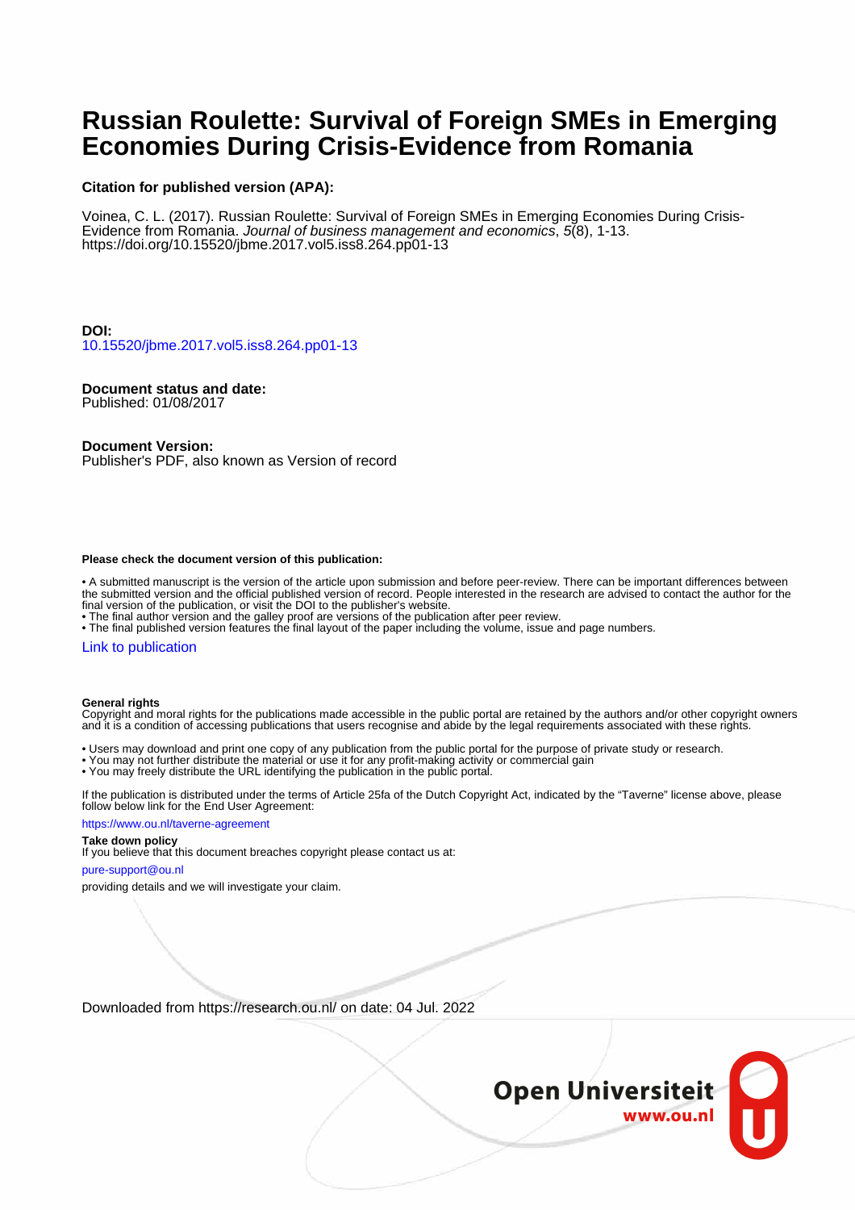# Russian Roulette: Survival of Foreign SMEs in Emerging Economies During Crisis-Evidence from Romania

**Citation for published version (APA):**

Voinea, C. L. (2017). Russian Roulette: Survival of Foreign SMEs in Emerging Economies During Crisis-Evidence from Romania. *Journal of business management and economics*, *5*(8), 1-13. https://doi.org/10.15520/jbme.2017.vol5.iss8.264.pp01-13

**DOI:**
10.15520/jbme.2017.vol5.iss8.264.pp01-13

**Document status and date:**
Published: 01/08/2017

**Document Version:**
Publisher's PDF, also known as Version of record

**Please check the document version of this publication:**

• A submitted manuscript is the version of the article upon submission and before peer-review. There can be important differences between the submitted version and the official published version of record. People interested in the research are advised to contact the author for the final version of the publication, or visit the DOI to the publisher's website.
• The final author version and the galley proof are versions of the publication after peer review.
• The final published version features the final layout of the paper including the volume, issue and page numbers.

Link to publication

**General rights**
Copyright and moral rights for the publications made accessible in the public portal are retained by the authors and/or other copyright owners and it is a condition of accessing publications that users recognise and abide by the legal requirements associated with these rights.

• Users may download and print one copy of any publication from the public portal for the purpose of private study or research.
• You may not further distribute the material or use it for any profit-making activity or commercial gain
• You may freely distribute the URL identifying the publication in the public portal.

If the publication is distributed under the terms of Article 25fa of the Dutch Copyright Act, indicated by the "Taverne" license above, please follow below link for the End User Agreement:

https://www.ou.nl/taverne-agreement

**Take down policy**
If you believe that this document breaches copyright please contact us at:

pure-support@ou.nl

providing details and we will investigate your claim.

Downloaded from https://research.ou.nl/ on date: 04 Jul. 2022

Open Universiteit
www.ou.nl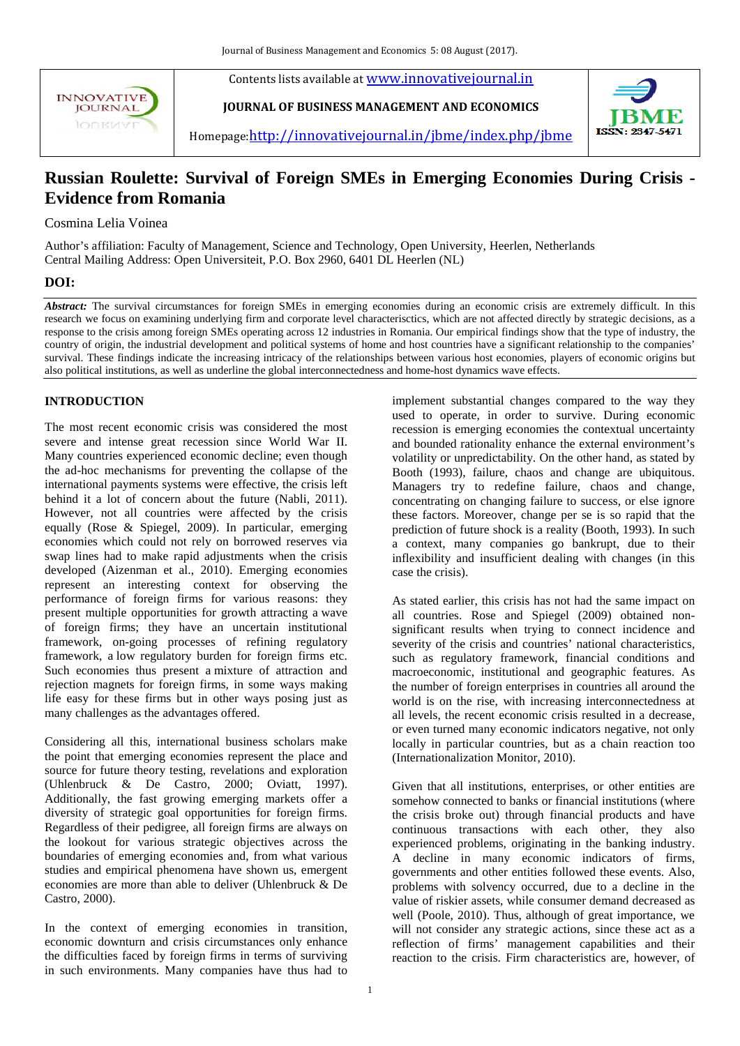# Russian Roulette: Survival of Foreign SMEs in Emerging Economies During Crisis - Evidence from Romania

Cosmina Lelia Voinea

Author's affiliation: Faculty of Management, Science and Technology, Open University, Heerlen, Netherlands
Central Mailing Address: Open Universiteit, P.O. Box 2960, 6401 DL Heerlen (NL)

## DOI:

***Abstract:*** The survival circumstances for foreign SMEs in emerging economies during an economic crisis are extremely difficult. In this research we focus on examining underlying firm and corporate level characterisctics, which are not affected directly by strategic decisions, as a response to the crisis among foreign SMEs operating across 12 industries in Romania. Our empirical findings show that the type of industry, the country of origin, the industrial development and political systems of home and host countries have a significant relationship to the companies' survival. These findings indicate the increasing intricacy of the relationships between various host economies, players of economic origins but also political institutions, as well as underline the global interconnectedness and home-host dynamics wave effects.

## INTRODUCTION

The most recent economic crisis was considered the most severe and intense great recession since World War II. Many countries experienced economic decline; even though the ad-hoc mechanisms for preventing the collapse of the international payments systems were effective, the crisis left behind it a lot of concern about the future (Nabli, 2011). However, not all countries were affected by the crisis equally (Rose & Spiegel, 2009). In particular, emerging economies which could not rely on borrowed reserves via swap lines had to make rapid adjustments when the crisis developed (Aizenman et al., 2010). Emerging economies represent an interesting context for observing the performance of foreign firms for various reasons: they present multiple opportunities for growth attracting a wave of foreign firms; they have an uncertain institutional framework, on-going processes of refining regulatory framework, a low regulatory burden for foreign firms etc. Such economies thus present a mixture of attraction and rejection magnets for foreign firms, in some ways making life easy for these firms but in other ways posing just as many challenges as the advantages offered.

Considering all this, international business scholars make the point that emerging economies represent the place and source for future theory testing, revelations and exploration (Uhlenbruck & De Castro, 2000; Oviatt, 1997). Additionally, the fast growing emerging markets offer a diversity of strategic goal opportunities for foreign firms. Regardless of their pedigree, all foreign firms are always on the lookout for various strategic objectives across the boundaries of emerging economies and, from what various studies and empirical phenomena have shown us, emergent economies are more than able to deliver (Uhlenbruck & De Castro, 2000).

In the context of emerging economies in transition, economic downturn and crisis circumstances only enhance the difficulties faced by foreign firms in terms of surviving in such environments. Many companies have thus had to implement substantial changes compared to the way they used to operate, in order to survive. During economic recession is emerging economies the contextual uncertainty and bounded rationality enhance the external environment's volatility or unpredictability. On the other hand, as stated by Booth (1993), failure, chaos and change are ubiquitous. Managers try to redefine failure, chaos and change, concentrating on changing failure to success, or else ignore these factors. Moreover, change per se is so rapid that the prediction of future shock is a reality (Booth, 1993). In such a context, many companies go bankrupt, due to their inflexibility and insufficient dealing with changes (in this case the crisis).

As stated earlier, this crisis has not had the same impact on all countries. Rose and Spiegel (2009) obtained non-significant results when trying to connect incidence and severity of the crisis and countries' national characteristics, such as regulatory framework, financial conditions and macroeconomic, institutional and geographic features. As the number of foreign enterprises in countries all around the world is on the rise, with increasing interconnectedness at all levels, the recent economic crisis resulted in a decrease, or even turned many economic indicators negative, not only locally in particular countries, but as a chain reaction too (Internationalization Monitor, 2010).

Given that all institutions, enterprises, or other entities are somehow connected to banks or financial institutions (where the crisis broke out) through financial products and have continuous transactions with each other, they also experienced problems, originating in the banking industry. A decline in many economic indicators of firms, governments and other entities followed these events. Also, problems with solvency occurred, due to a decline in the value of riskier assets, while consumer demand decreased as well (Poole, 2010). Thus, although of great importance, we will not consider any strategic actions, since these act as a reflection of firms' management capabilities and their reaction to the crisis. Firm characteristics are, however, of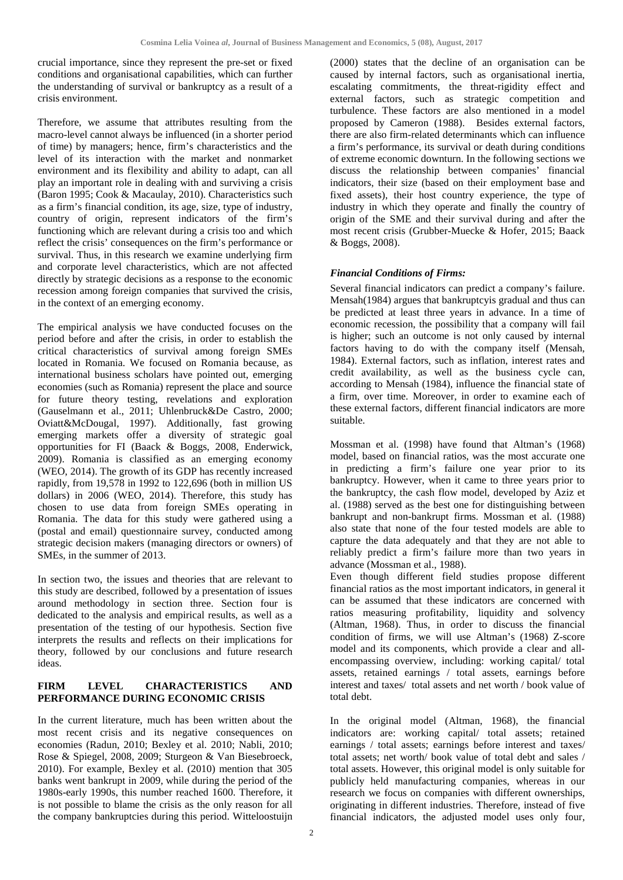crucial importance, since they represent the pre-set or fixed conditions and organisational capabilities, which can further the understanding of survival or bankruptcy as a result of a crisis environment.

Therefore, we assume that attributes resulting from the macro-level cannot always be influenced (in a shorter period of time) by managers; hence, firm's characteristics and the level of its interaction with the market and nonmarket environment and its flexibility and ability to adapt, can all play an important role in dealing with and surviving a crisis (Baron 1995; Cook & Macaulay, 2010). Characteristics such as a firm's financial condition, its age, size, type of industry, country of origin, represent indicators of the firm's functioning which are relevant during a crisis too and which reflect the crisis' consequences on the firm's performance or survival. Thus, in this research we examine underlying firm and corporate level characteristics, which are not affected directly by strategic decisions as a response to the economic recession among foreign companies that survived the crisis, in the context of an emerging economy.

The empirical analysis we have conducted focuses on the period before and after the crisis, in order to establish the critical characteristics of survival among foreign SMEs located in Romania. We focused on Romania because, as international business scholars have pointed out, emerging economies (such as Romania) represent the place and source for future theory testing, revelations and exploration (Gauselmann et al., 2011; Uhlenbruck&De Castro, 2000; Oviatt&McDougal, 1997). Additionally, fast growing emerging markets offer a diversity of strategic goal opportunities for FI (Baack & Boggs, 2008, Enderwick, 2009). Romania is classified as an emerging economy (WEO, 2014). The growth of its GDP has recently increased rapidly, from 19,578 in 1992 to 122,696 (both in million US dollars) in 2006 (WEO, 2014). Therefore, this study has chosen to use data from foreign SMEs operating in Romania. The data for this study were gathered using a (postal and email) questionnaire survey, conducted among strategic decision makers (managing directors or owners) of SMEs, in the summer of 2013.

In section two, the issues and theories that are relevant to this study are described, followed by a presentation of issues around methodology in section three. Section four is dedicated to the analysis and empirical results, as well as a presentation of the testing of our hypothesis. Section five interprets the results and reflects on their implications for theory, followed by our conclusions and future research ideas.

## FIRM LEVEL CHARACTERISTICS AND PERFORMANCE DURING ECONOMIC CRISIS

In the current literature, much has been written about the most recent crisis and its negative consequences on economies (Radun, 2010; Bexley et al. 2010; Nabli, 2010; Rose & Spiegel, 2008, 2009; Sturgeon & Van Biesebroeck, 2010). For example, Bexley et al. (2010) mention that 305 banks went bankrupt in 2009, while during the period of the 1980s-early 1990s, this number reached 1600. Therefore, it is not possible to blame the crisis as the only reason for all the company bankruptcies during this period. Witteloostuijn (2000) states that the decline of an organisation can be caused by internal factors, such as organisational inertia, escalating commitments, the threat-rigidity effect and external factors, such as strategic competition and turbulence. These factors are also mentioned in a model proposed by Cameron (1988). Besides external factors, there are also firm-related determinants which can influence a firm's performance, its survival or death during conditions of extreme economic downturn. In the following sections we discuss the relationship between companies' financial indicators, their size (based on their employment base and fixed assets), their host country experience, the type of industry in which they operate and finally the country of origin of the SME and their survival during and after the most recent crisis (Grubber-Muecke & Hofer, 2015; Baack & Boggs, 2008).

### *Financial Conditions of Firms:*

Several financial indicators can predict a company's failure. Mensah(1984) argues that bankruptcyis gradual and thus can be predicted at least three years in advance. In a time of economic recession, the possibility that a company will fail is higher; such an outcome is not only caused by internal factors having to do with the company itself (Mensah, 1984). External factors, such as inflation, interest rates and credit availability, as well as the business cycle can, according to Mensah (1984), influence the financial state of a firm, over time. Moreover, in order to examine each of these external factors, different financial indicators are more suitable.

Mossman et al. (1998) have found that Altman's (1968) model, based on financial ratios, was the most accurate one in predicting a firm's failure one year prior to its bankruptcy. However, when it came to three years prior to the bankruptcy, the cash flow model, developed by Aziz et al. (1988) served as the best one for distinguishing between bankrupt and non-bankrupt firms. Mossman et al. (1988) also state that none of the four tested models are able to capture the data adequately and that they are not able to reliably predict a firm's failure more than two years in advance (Mossman et al., 1988).

Even though different field studies propose different financial ratios as the most important indicators, in general it can be assumed that these indicators are concerned with ratios measuring profitability, liquidity and solvency (Altman, 1968). Thus, in order to discuss the financial condition of firms, we will use Altman's (1968) Z-score model and its components, which provide a clear and all-encompassing overview, including: working capital/ total assets, retained earnings / total assets, earnings before interest and taxes/ total assets and net worth / book value of total debt.

In the original model (Altman, 1968), the financial indicators are: working capital/ total assets; retained earnings / total assets; earnings before interest and taxes/ total assets; net worth/ book value of total debt and sales / total assets. However, this original model is only suitable for publicly held manufacturing companies, whereas in our research we focus on companies with different ownerships, originating in different industries. Therefore, instead of five financial indicators, the adjusted model uses only four,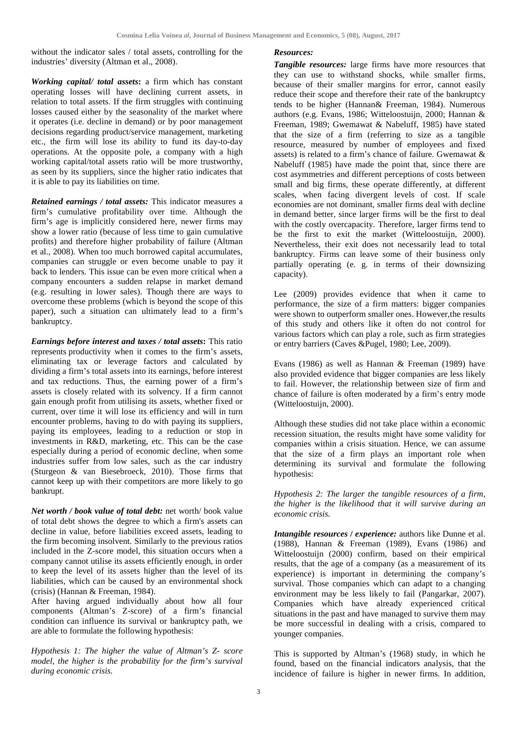without the indicator sales / total assets, controlling for the industries' diversity (Altman et al., 2008).

***Working capital/ total assets*:** a firm which has constant operating losses will have declining current assets, in relation to total assets. If the firm struggles with continuing losses caused either by the seasonality of the market where it operates (i.e. decline in demand) or by poor management decisions regarding product/service management, marketing etc., the firm will lose its ability to fund its day-to-day operations. At the opposite pole, a company with a high working capital/total assets ratio will be more trustworthy, as seen by its suppliers, since the higher ratio indicates that it is able to pay its liabilities on time.

***Retained earnings / total assets:*** This indicator measures a firm's cumulative profitability over time. Although the firm's age is implicitly considered here, newer firms may show a lower ratio (because of less time to gain cumulative profits) and therefore higher probability of failure (Altman et al., 2008). When too much borrowed capital accumulates, companies can struggle or even become unable to pay it back to lenders. This issue can be even more critical when a company encounters a sudden relapse in market demand (e.g. resulting in lower sales). Though there are ways to overcome these problems (which is beyond the scope of this paper), such a situation can ultimately lead to a firm's bankruptcy.

***Earnings before interest and taxes / total assets*:** This ratio represents productivity when it comes to the firm's assets, eliminating tax or leverage factors and calculated by dividing a firm's total assets into its earnings, before interest and tax reductions. Thus, the earning power of a firm's assets is closely related with its solvency. If a firm cannot gain enough profit from utilising its assets, whether fixed or current, over time it will lose its efficiency and will in turn encounter problems, having to do with paying its suppliers, paying its employees, leading to a reduction or stop in investments in R&D, marketing, etc. This can be the case especially during a period of economic decline, when some industries suffer from low sales, such as the car industry (Sturgeon & van Biesebroeck, 2010). Those firms that cannot keep up with their competitors are more likely to go bankrupt.

***Net worth / book value of total debt:*** net worth/ book value of total debt shows the degree to which a firm's assets can decline in value, before liabilities exceed assets, leading to the firm becoming insolvent. Similarly to the previous ratios included in the Z-score model, this situation occurs when a company cannot utilise its assets efficiently enough, in order to keep the level of its assets higher than the level of its liabilities, which can be caused by an environmental shock (crisis) (Hannan & Freeman, 1984).

After having argued individually about how all four components (Altman's Z-score) of a firm's financial condition can influence its survival or bankruptcy path, we are able to formulate the following hypothesis:

*Hypothesis 1: The higher the value of Altman's Z- score model, the higher is the probability for the firm's survival during economic crisis.*

***Resources:***

***Tangible resources:*** large firms have more resources that they can use to withstand shocks, while smaller firms, because of their smaller margins for error, cannot easily reduce their scope and therefore their rate of the bankruptcy tends to be higher (Hannan& Freeman, 1984). Numerous authors (e.g. Evans, 1986; Witteloostuijn, 2000; Hannan & Freeman, 1989; Gwemawat & Nabeluff, 1985) have stated that the size of a firm (referring to size as a tangible resource, measured by number of employees and fixed assets) is related to a firm's chance of failure. Gwemawat & Nabeluff (1985) have made the point that, since there are cost asymmetries and different perceptions of costs between small and big firms, these operate differently, at different scales, when facing divergent levels of cost. If scale economies are not dominant, smaller firms deal with decline in demand better, since larger firms will be the first to deal with the costly overcapacity. Therefore, larger firms tend to be the first to exit the market (Witteloostuijn, 2000). Nevertheless, their exit does not necessarily lead to total bankruptcy. Firms can leave some of their business only partially operating (e. g. in terms of their downsizing capacity).

Lee (2009) provides evidence that when it came to performance, the size of a firm matters: bigger companies were shown to outperform smaller ones. However,the results of this study and others like it often do not control for various factors which can play a role, such as firm strategies or entry barriers (Caves &Pugel, 1980; Lee, 2009).

Evans (1986) as well as Hannan & Freeman (1989) have also provided evidence that bigger companies are less likely to fail. However, the relationship between size of firm and chance of failure is often moderated by a firm's entry mode (Witteloostuijn, 2000).

Although these studies did not take place within a economic recession situation, the results might have some validity for companies within a crisis situation. Hence, we can assume that the size of a firm plays an important role when determining its survival and formulate the following hypothesis:

*Hypothesis 2: The larger the tangible resources of a firm, the higher is the likelihood that it will survive during an economic crisis.*

***Intangible resources / experience:*** authors like Dunne et al. (1988), Hannan & Freeman (1989), Evans (1986) and Witteloostuijn (2000) confirm, based on their empirical results, that the age of a company (as a measurement of its experience) is important in determining the company's survival. Those companies which can adapt to a changing environment may be less likely to fail (Pangarkar, 2007). Companies which have already experienced critical situations in the past and have managed to survive them may be more successful in dealing with a crisis, compared to younger companies.

This is supported by Altman's (1968) study, in which he found, based on the financial indicators analysis, that the incidence of failure is higher in newer firms. In addition,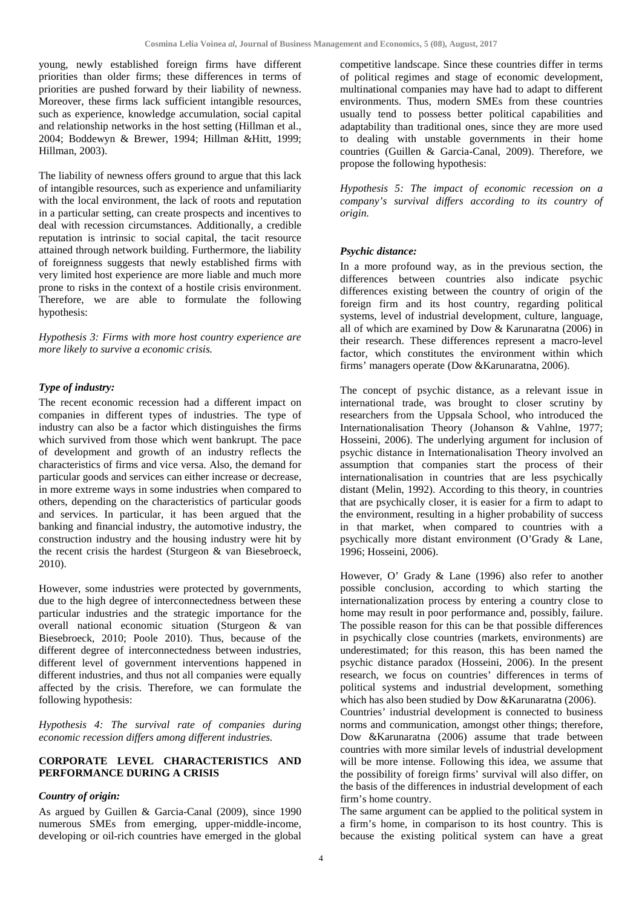young, newly established foreign firms have different priorities than older firms; these differences in terms of priorities are pushed forward by their liability of newness. Moreover, these firms lack sufficient intangible resources, such as experience, knowledge accumulation, social capital and relationship networks in the host setting (Hillman et al., 2004; Boddewyn & Brewer, 1994; Hillman &Hitt, 1999; Hillman, 2003).

The liability of newness offers ground to argue that this lack of intangible resources, such as experience and unfamiliarity with the local environment, the lack of roots and reputation in a particular setting, can create prospects and incentives to deal with recession circumstances. Additionally, a credible reputation is intrinsic to social capital, the tacit resource attained through network building. Furthermore, the liability of foreignness suggests that newly established firms with very limited host experience are more liable and much more prone to risks in the context of a hostile crisis environment. Therefore, we are able to formulate the following hypothesis:

*Hypothesis 3: Firms with more host country experience are more likely to survive a economic crisis.*

### *Type of industry:*

The recent economic recession had a different impact on companies in different types of industries. The type of industry can also be a factor which distinguishes the firms which survived from those which went bankrupt. The pace of development and growth of an industry reflects the characteristics of firms and vice versa. Also, the demand for particular goods and services can either increase or decrease, in more extreme ways in some industries when compared to others, depending on the characteristics of particular goods and services. In particular, it has been argued that the banking and financial industry, the automotive industry, the construction industry and the housing industry were hit by the recent crisis the hardest (Sturgeon & van Biesebroeck, 2010).

However, some industries were protected by governments, due to the high degree of interconnectedness between these particular industries and the strategic importance for the overall national economic situation (Sturgeon & van Biesebroeck, 2010; Poole 2010). Thus, because of the different degree of interconnectedness between industries, different level of government interventions happened in different industries, and thus not all companies were equally affected by the crisis. Therefore, we can formulate the following hypothesis:

*Hypothesis 4: The survival rate of companies during economic recession differs among different industries.*

## CORPORATE LEVEL CHARACTERISTICS AND PERFORMANCE DURING A CRISIS

### *Country of origin:*

As argued by Guillen & Garcia-Canal (2009), since 1990 numerous SMEs from emerging, upper-middle-income, developing or oil-rich countries have emerged in the global competitive landscape. Since these countries differ in terms of political regimes and stage of economic development, multinational companies may have had to adapt to different environments. Thus, modern SMEs from these countries usually tend to possess better political capabilities and adaptability than traditional ones, since they are more used to dealing with unstable governments in their home countries (Guillen & Garcia-Canal, 2009). Therefore, we propose the following hypothesis:

*Hypothesis 5: The impact of economic recession on a company's survival differs according to its country of origin.*

### *Psychic distance:*

In a more profound way, as in the previous section, the differences between countries also indicate psychic differences existing between the country of origin of the foreign firm and its host country, regarding political systems, level of industrial development, culture, language, all of which are examined by Dow & Karunaratna (2006) in their research. These differences represent a macro-level factor, which constitutes the environment within which firms' managers operate (Dow &Karunaratna, 2006).

The concept of psychic distance, as a relevant issue in international trade, was brought to closer scrutiny by researchers from the Uppsala School, who introduced the Internationalisation Theory (Johanson & Vahlne, 1977; Hosseini, 2006). The underlying argument for inclusion of psychic distance in Internationalisation Theory involved an assumption that companies start the process of their internationalisation in countries that are less psychically distant (Melin, 1992). According to this theory, in countries that are psychically closer, it is easier for a firm to adapt to the environment, resulting in a higher probability of success in that market, when compared to countries with a psychically more distant environment (O'Grady & Lane, 1996; Hosseini, 2006).

However, O' Grady & Lane (1996) also refer to another possible conclusion, according to which starting the internationalization process by entering a country close to home may result in poor performance and, possibly, failure. The possible reason for this can be that possible differences in psychically close countries (markets, environments) are underestimated; for this reason, this has been named the psychic distance paradox (Hosseini, 2006). In the present research, we focus on countries' differences in terms of political systems and industrial development, something which has also been studied by Dow &Karunaratna (2006).

Countries' industrial development is connected to business norms and communication, amongst other things; therefore, Dow &Karunaratna (2006) assume that trade between countries with more similar levels of industrial development will be more intense. Following this idea, we assume that the possibility of foreign firms' survival will also differ, on the basis of the differences in industrial development of each firm's home country.

The same argument can be applied to the political system in a firm's home, in comparison to its host country. This is because the existing political system can have a great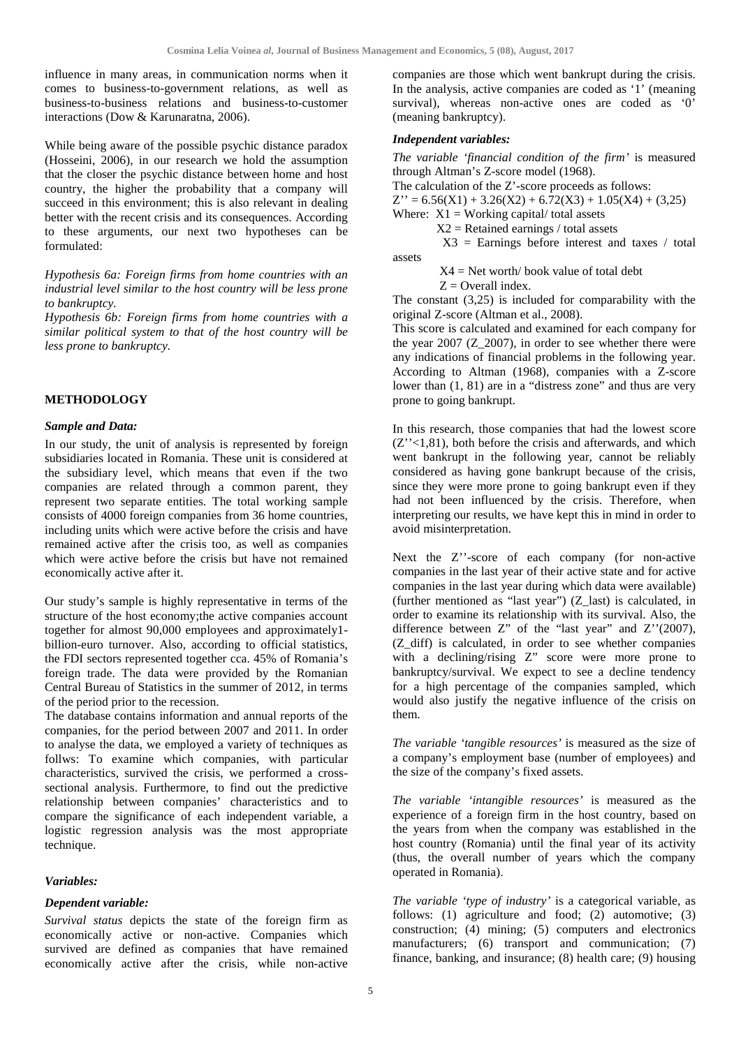influence in many areas, in communication norms when it comes to business-to-government relations, as well as business-to-business relations and business-to-customer interactions (Dow & Karunaratna, 2006).

While being aware of the possible psychic distance paradox (Hosseini, 2006), in our research we hold the assumption that the closer the psychic distance between home and host country, the higher the probability that a company will succeed in this environment; this is also relevant in dealing better with the recent crisis and its consequences. According to these arguments, our next two hypotheses can be formulated:

*Hypothesis 6a: Foreign firms from home countries with an industrial level similar to the host country will be less prone to bankruptcy.*

*Hypothesis 6b: Foreign firms from home countries with a similar political system to that of the host country will be less prone to bankruptcy.*

## METHODOLOGY

### *Sample and Data:*

In our study, the unit of analysis is represented by foreign subsidiaries located in Romania. These unit is considered at the subsidiary level, which means that even if the two companies are related through a common parent, they represent two separate entities. The total working sample consists of 4000 foreign companies from 36 home countries, including units which were active before the crisis and have remained active after the crisis too, as well as companies which were active before the crisis but have not remained economically active after it.

Our study's sample is highly representative in terms of the structure of the host economy;the active companies account together for almost 90,000 employees and approximately1-billion-euro turnover. Also, according to official statistics, the FDI sectors represented together cca. 45% of Romania's foreign trade. The data were provided by the Romanian Central Bureau of Statistics in the summer of 2012, in terms of the period prior to the recession.

The database contains information and annual reports of the companies, for the period between 2007 and 2011. In order to analyse the data, we employed a variety of techniques as follws: To examine which companies, with particular characteristics, survived the crisis, we performed a cross-sectional analysis. Furthermore, to find out the predictive relationship between companies' characteristics and to compare the significance of each independent variable, a logistic regression analysis was the most appropriate technique.

### *Variables:*

### *Dependent variable:*

*Survival status* depicts the state of the foreign firm as economically active or non-active. Companies which survived are defined as companies that have remained economically active after the crisis, while non-active companies are those which went bankrupt during the crisis. In the analysis, active companies are coded as '1' (meaning survival), whereas non-active ones are coded as '0' (meaning bankruptcy).

### *Independent variables:*

*The variable 'financial condition of the firm'* is measured through Altman's Z-score model (1968).

The calculation of the Z'-score proceeds as follows:

$Z'' = 6.56(X1) + 3.26(X2) + 6.72(X3) + 1.05(X4) + (3,25)$

Where: X1 = Working capital/ total assets

X2 = Retained earnings / total assets

X3 = Earnings before interest and taxes / total assets

X4 = Net worth/ book value of total debt

Z = Overall index.

The constant (3,25) is included for comparability with the original Z-score (Altman et al., 2008).

This score is calculated and examined for each company for the year 2007 (Z_2007), in order to see whether there were any indications of financial problems in the following year. According to Altman (1968), companies with a Z-score lower than (1, 81) are in a "distress zone" and thus are very prone to going bankrupt.

In this research, those companies that had the lowest score ($Z''$<1,81), both before the crisis and afterwards, and which went bankrupt in the following year, cannot be reliably considered as having gone bankrupt because of the crisis, since they were more prone to going bankrupt even if they had not been influenced by the crisis. Therefore, when interpreting our results, we have kept this in mind in order to avoid misinterpretation.

Next the Z''-score of each company (for non-active companies in the last year of their active state and for active companies in the last year during which data were available) (further mentioned as "last year") (Z_last) is calculated, in order to examine its relationship with its survival. Also, the difference between Z" of the "last year" and Z''(2007), (Z_diff) is calculated, in order to see whether companies with a declining/rising Z" score were more prone to bankruptcy/survival. We expect to see a decline tendency for a high percentage of the companies sampled, which would also justify the negative influence of the crisis on them.

*The variable 'tangible resources'* is measured as the size of a company's employment base (number of employees) and the size of the company's fixed assets.

*The variable 'intangible resources'* is measured as the experience of a foreign firm in the host country, based on the years from when the company was established in the host country (Romania) until the final year of its activity (thus, the overall number of years which the company operated in Romania).

*The variable 'type of industry'* is a categorical variable, as follows: (1) agriculture and food; (2) automotive; (3) construction; (4) mining; (5) computers and electronics manufacturers; (6) transport and communication; (7) finance, banking, and insurance; (8) health care; (9) housing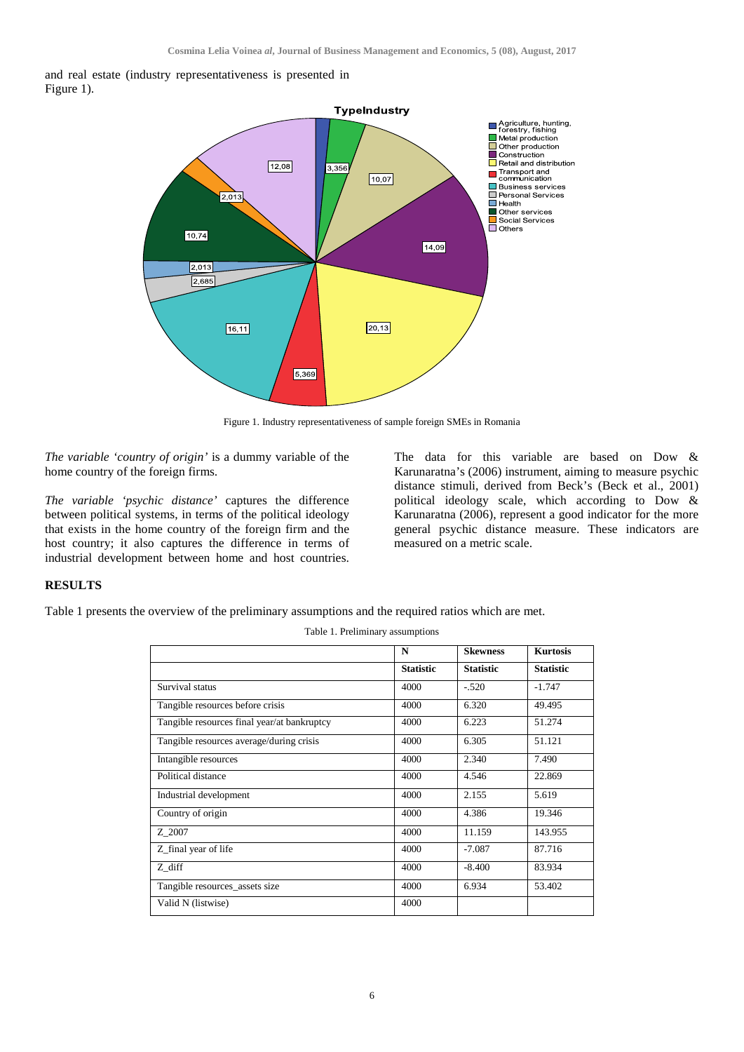and real estate (industry representativeness is presented in Figure 1).

Figure 1. Industry representativeness of sample foreign SMEs in Romania

*The variable 'country of origin'* is a dummy variable of the home country of the foreign firms.

*The variable 'psychic distance'* captures the difference between political systems, in terms of the political ideology that exists in the home country of the foreign firm and the host country; it also captures the difference in terms of industrial development between home and host countries.

The data for this variable are based on Dow & Karunaratna's (2006) instrument, aiming to measure psychic distance stimuli, derived from Beck's (Beck et al., 2001) political ideology scale, which according to Dow & Karunaratna (2006), represent a good indicator for the more general psychic distance measure. These indicators are measured on a metric scale.

## RESULTS

Table 1 presents the overview of the preliminary assumptions and the required ratios which are met.

Table 1. Preliminary assumptions

| | N | Skewness | Kurtosis |
|---|---|---|---|
| | **Statistic** | **Statistic** | **Statistic** |
| Survival status | 4000 | -.520 | -1.747 |
| Tangible resources before crisis | 4000 | 6.320 | 49.495 |
| Tangible resources final year/at bankruptcy | 4000 | 6.223 | 51.274 |
| Tangible resources average/during crisis | 4000 | 6.305 | 51.121 |
| Intangible resources | 4000 | 2.340 | 7.490 |
| Political distance | 4000 | 4.546 | 22.869 |
| Industrial development | 4000 | 2.155 | 5.619 |
| Country of origin | 4000 | 4.386 | 19.346 |
| Z_2007 | 4000 | 11.159 | 143.955 |
| Z_final year of life | 4000 | -7.087 | 87.716 |
| Z_diff | 4000 | -8.400 | 83.934 |
| Tangible resources_assets size | 4000 | 6.934 | 53.402 |
| Valid N (listwise) | 4000 | | |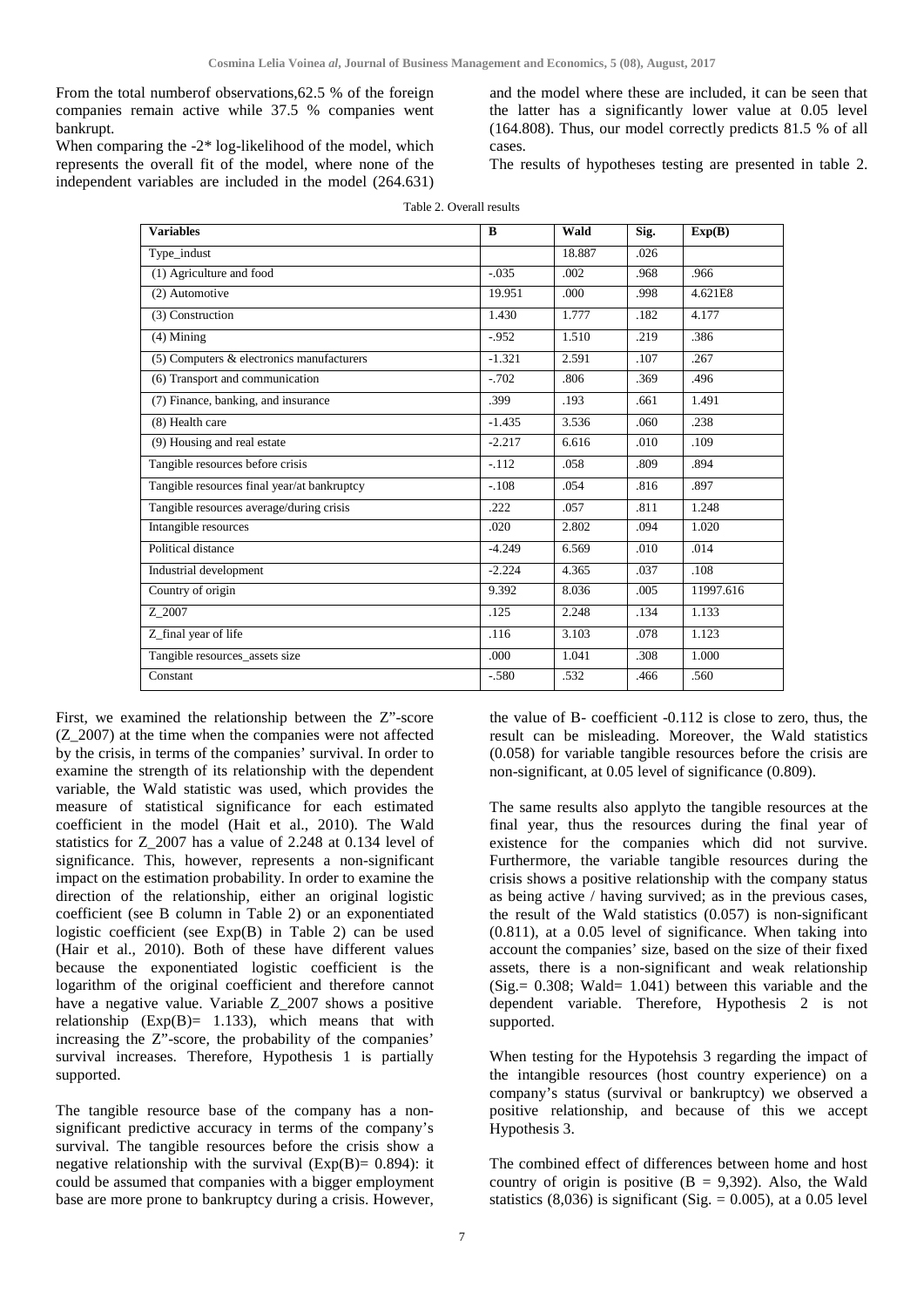From the total numberof observations,62.5 % of the foreign companies remain active while 37.5 % companies went bankrupt.

When comparing the -2* log-likelihood of the model, which represents the overall fit of the model, where none of the independent variables are included in the model (264.631) and the model where these are included, it can be seen that the latter has a significantly lower value at 0.05 level (164.808). Thus, our model correctly predicts 81.5 % of all cases.

The results of hypotheses testing are presented in table 2.

Table 2. Overall results

| Variables | B | Wald | Sig. | Exp(B) |
|---|---|---|---|---|
| Type_indust | | 18.887 | .026 | |
| (1) Agriculture and food | -.035 | .002 | .968 | .966 |
| (2) Automotive | 19.951 | .000 | .998 | 4.621E8 |
| (3) Construction | 1.430 | 1.777 | .182 | 4.177 |
| (4) Mining | -.952 | 1.510 | .219 | .386 |
| (5) Computers & electronics manufacturers | -1.321 | 2.591 | .107 | .267 |
| (6) Transport and communication | -.702 | .806 | .369 | .496 |
| (7) Finance, banking, and insurance | .399 | .193 | .661 | 1.491 |
| (8) Health care | -1.435 | 3.536 | .060 | .238 |
| (9) Housing and real estate | -2.217 | 6.616 | .010 | .109 |
| Tangible resources before crisis | -.112 | .058 | .809 | .894 |
| Tangible resources final year/at bankruptcy | -.108 | .054 | .816 | .897 |
| Tangible resources average/during crisis | .222 | .057 | .811 | 1.248 |
| Intangible resources | .020 | 2.802 | .094 | 1.020 |
| Political distance | -4.249 | 6.569 | .010 | .014 |
| Industrial development | -2.224 | 4.365 | .037 | .108 |
| Country of origin | 9.392 | 8.036 | .005 | 11997.616 |
| Z_2007 | .125 | 2.248 | .134 | 1.133 |
| Z_final year of life | .116 | 3.103 | .078 | 1.123 |
| Tangible resources_assets size | .000 | 1.041 | .308 | 1.000 |
| Constant | -.580 | .532 | .466 | .560 |

First, we examined the relationship between the Z"-score (Z_2007) at the time when the companies were not affected by the crisis, in terms of the companies' survival. In order to examine the strength of its relationship with the dependent variable, the Wald statistic was used, which provides the measure of statistical significance for each estimated coefficient in the model (Hait et al., 2010). The Wald statistics for Z_2007 has a value of 2.248 at 0.134 level of significance. This, however, represents a non-significant impact on the estimation probability. In order to examine the direction of the relationship, either an original logistic coefficient (see B column in Table 2) or an exponentiated logistic coefficient (see Exp(B) in Table 2) can be used (Hair et al., 2010). Both of these have different values because the exponentiated logistic coefficient is the logarithm of the original coefficient and therefore cannot have a negative value. Variable Z_2007 shows a positive relationship (Exp(B)= 1.133), which means that with increasing the Z"-score, the probability of the companies' survival increases. Therefore, Hypothesis 1 is partially supported.

The tangible resource base of the company has a non-significant predictive accuracy in terms of the company's survival. The tangible resources before the crisis show a negative relationship with the survival (Exp(B)= 0.894): it could be assumed that companies with a bigger employment base are more prone to bankruptcy during a crisis. However, the value of B- coefficient -0.112 is close to zero, thus, the result can be misleading. Moreover, the Wald statistics (0.058) for variable tangible resources before the crisis are non-significant, at 0.05 level of significance (0.809).

The same results also applyto the tangible resources at the final year, thus the resources during the final year of existence for the companies which did not survive. Furthermore, the variable tangible resources during the crisis shows a positive relationship with the company status as being active / having survived; as in the previous cases, the result of the Wald statistics (0.057) is non-significant (0.811), at a 0.05 level of significance. When taking into account the companies' size, based on the size of their fixed assets, there is a non-significant and weak relationship (Sig.= 0.308; Wald= 1.041) between this variable and the dependent variable. Therefore, Hypothesis 2 is not supported.

When testing for the Hypotehsis 3 regarding the impact of the intangible resources (host country experience) on a company's status (survival or bankruptcy) we observed a positive relationship, and because of this we accept Hypothesis 3.

The combined effect of differences between home and host country of origin is positive (B = 9,392). Also, the Wald statistics (8,036) is significant (Sig. = 0.005), at a 0.05 level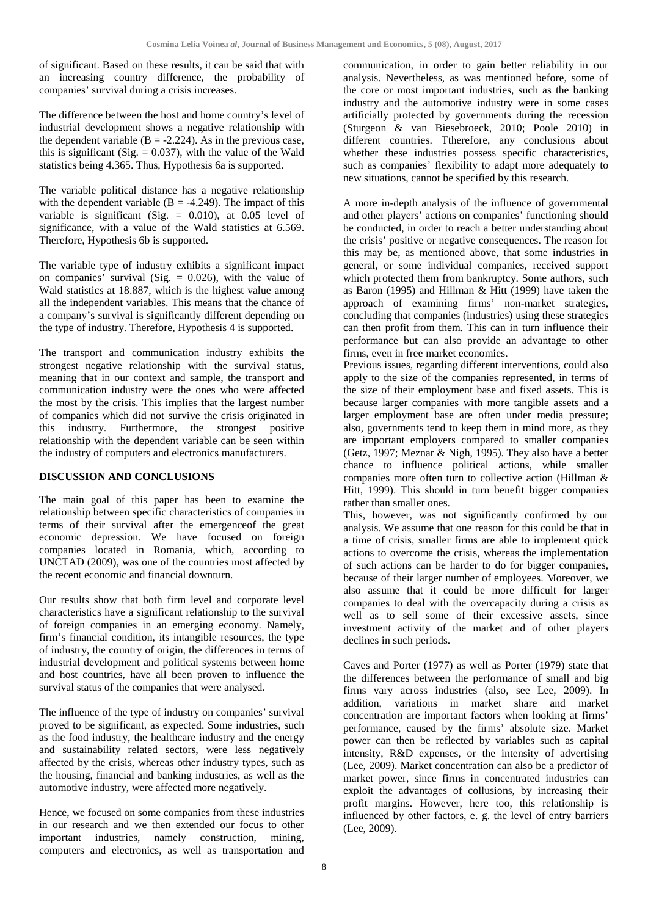of significant. Based on these results, it can be said that with an increasing country difference, the probability of companies' survival during a crisis increases.

The difference between the host and home country's level of industrial development shows a negative relationship with the dependent variable (B = -2.224). As in the previous case, this is significant (Sig. = 0.037), with the value of the Wald statistics being 4.365. Thus, Hypothesis 6a is supported.

The variable political distance has a negative relationship with the dependent variable (B = -4.249). The impact of this variable is significant (Sig. = 0.010), at 0.05 level of significance, with a value of the Wald statistics at 6.569. Therefore, Hypothesis 6b is supported.

The variable type of industry exhibits a significant impact on companies' survival (Sig. = 0.026), with the value of Wald statistics at 18.887, which is the highest value among all the independent variables. This means that the chance of a company's survival is significantly different depending on the type of industry. Therefore, Hypothesis 4 is supported.

The transport and communication industry exhibits the strongest negative relationship with the survival status, meaning that in our context and sample, the transport and communication industry were the ones who were affected the most by the crisis. This implies that the largest number of companies which did not survive the crisis originated in this industry. Furthermore, the strongest positive relationship with the dependent variable can be seen within the industry of computers and electronics manufacturers.

## DISCUSSION AND CONCLUSIONS

The main goal of this paper has been to examine the relationship between specific characteristics of companies in terms of their survival after the emergenceof the great economic depression. We have focused on foreign companies located in Romania, which, according to UNCTAD (2009), was one of the countries most affected by the recent economic and financial downturn.

Our results show that both firm level and corporate level characteristics have a significant relationship to the survival of foreign companies in an emerging economy. Namely, firm's financial condition, its intangible resources, the type of industry, the country of origin, the differences in terms of industrial development and political systems between home and host countries, have all been proven to influence the survival status of the companies that were analysed.

The influence of the type of industry on companies' survival proved to be significant, as expected. Some industries, such as the food industry, the healthcare industry and the energy and sustainability related sectors, were less negatively affected by the crisis, whereas other industry types, such as the housing, financial and banking industries, as well as the automotive industry, were affected more negatively.

Hence, we focused on some companies from these industries in our research and we then extended our focus to other important industries, namely construction, mining, computers and electronics, as well as transportation and communication, in order to gain better reliability in our analysis. Nevertheless, as was mentioned before, some of the core or most important industries, such as the banking industry and the automotive industry were in some cases artificially protected by governments during the recession (Sturgeon & van Biesebroeck, 2010; Poole 2010) in different countries. Ttherefore, any conclusions about whether these industries possess specific characteristics, such as companies' flexibility to adapt more adequately to new situations, cannot be specified by this research.

A more in-depth analysis of the influence of governmental and other players' actions on companies' functioning should be conducted, in order to reach a better understanding about the crisis' positive or negative consequences. The reason for this may be, as mentioned above, that some industries in general, or some individual companies, received support which protected them from bankruptcy. Some authors, such as Baron (1995) and Hillman & Hitt (1999) have taken the approach of examining firms' non-market strategies, concluding that companies (industries) using these strategies can then profit from them. This can in turn influence their performance but can also provide an advantage to other firms, even in free market economies.

Previous issues, regarding different interventions, could also apply to the size of the companies represented, in terms of the size of their employment base and fixed assets. This is because larger companies with more tangible assets and a larger employment base are often under media pressure; also, governments tend to keep them in mind more, as they are important employers compared to smaller companies (Getz, 1997; Meznar & Nigh, 1995). They also have a better chance to influence political actions, while smaller companies more often turn to collective action (Hillman & Hitt, 1999). This should in turn benefit bigger companies rather than smaller ones.

This, however, was not significantly confirmed by our analysis. We assume that one reason for this could be that in a time of crisis, smaller firms are able to implement quick actions to overcome the crisis, whereas the implementation of such actions can be harder to do for bigger companies, because of their larger number of employees. Moreover, we also assume that it could be more difficult for larger companies to deal with the overcapacity during a crisis as well as to sell some of their excessive assets, since investment activity of the market and of other players declines in such periods.

Caves and Porter (1977) as well as Porter (1979) state that the differences between the performance of small and big firms vary across industries (also, see Lee, 2009). In addition, variations in market share and market concentration are important factors when looking at firms' performance, caused by the firms' absolute size. Market power can then be reflected by variables such as capital intensity, R&D expenses, or the intensity of advertising (Lee, 2009). Market concentration can also be a predictor of market power, since firms in concentrated industries can exploit the advantages of collusions, by increasing their profit margins. However, here too, this relationship is influenced by other factors, e. g. the level of entry barriers (Lee, 2009).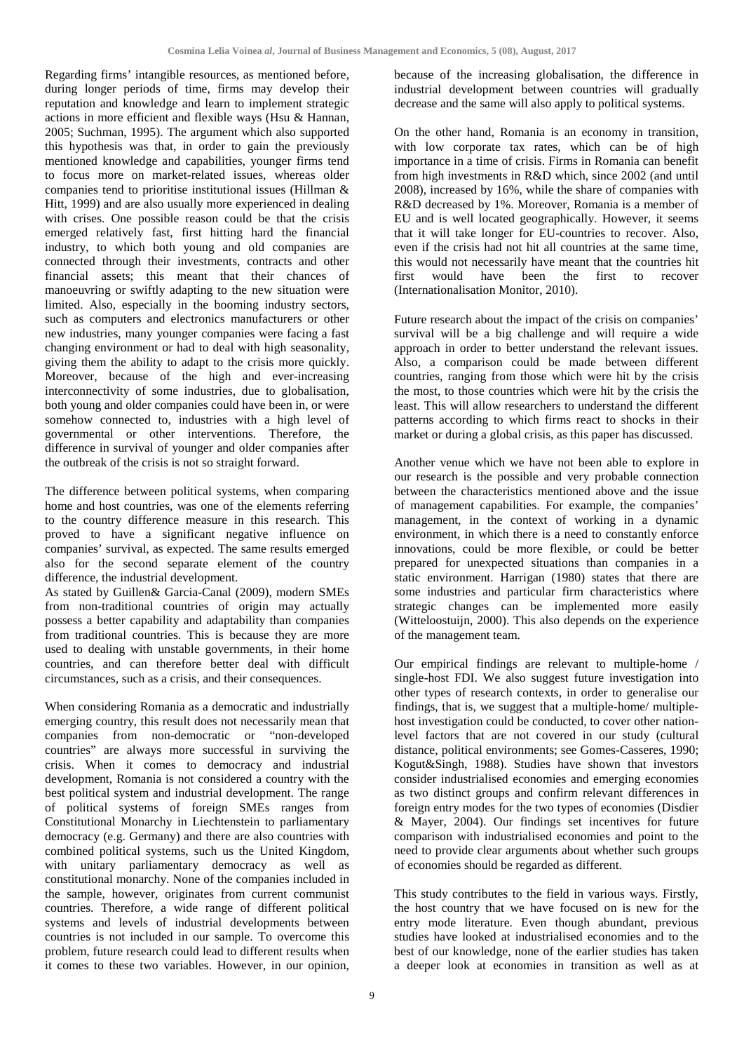Regarding firms' intangible resources, as mentioned before, during longer periods of time, firms may develop their reputation and knowledge and learn to implement strategic actions in more efficient and flexible ways (Hsu & Hannan, 2005; Suchman, 1995). The argument which also supported this hypothesis was that, in order to gain the previously mentioned knowledge and capabilities, younger firms tend to focus more on market-related issues, whereas older companies tend to prioritise institutional issues (Hillman & Hitt, 1999) and are also usually more experienced in dealing with crises. One possible reason could be that the crisis emerged relatively fast, first hitting hard the financial industry, to which both young and old companies are connected through their investments, contracts and other financial assets; this meant that their chances of manoeuvring or swiftly adapting to the new situation were limited. Also, especially in the booming industry sectors, such as computers and electronics manufacturers or other new industries, many younger companies were facing a fast changing environment or had to deal with high seasonality, giving them the ability to adapt to the crisis more quickly. Moreover, because of the high and ever-increasing interconnectivity of some industries, due to globalisation, both young and older companies could have been in, or were somehow connected to, industries with a high level of governmental or other interventions. Therefore, the difference in survival of younger and older companies after the outbreak of the crisis is not so straight forward.

The difference between political systems, when comparing home and host countries, was one of the elements referring to the country difference measure in this research. This proved to have a significant negative influence on companies' survival, as expected. The same results emerged also for the second separate element of the country difference, the industrial development.

As stated by Guillen& Garcia-Canal (2009), modern SMEs from non-traditional countries of origin may actually possess a better capability and adaptability than companies from traditional countries. This is because they are more used to dealing with unstable governments, in their home countries, and can therefore better deal with difficult circumstances, such as a crisis, and their consequences.

When considering Romania as a democratic and industrially emerging country, this result does not necessarily mean that companies from non-democratic or "non-developed countries" are always more successful in surviving the crisis. When it comes to democracy and industrial development, Romania is not considered a country with the best political system and industrial development. The range of political systems of foreign SMEs ranges from Constitutional Monarchy in Liechtenstein to parliamentary democracy (e.g. Germany) and there are also countries with combined political systems, such us the United Kingdom, with unitary parliamentary democracy as well as constitutional monarchy. None of the companies included in the sample, however, originates from current communist countries. Therefore, a wide range of different political systems and levels of industrial developments between countries is not included in our sample. To overcome this problem, future research could lead to different results when it comes to these two variables. However, in our opinion, because of the increasing globalisation, the difference in industrial development between countries will gradually decrease and the same will also apply to political systems.

On the other hand, Romania is an economy in transition, with low corporate tax rates, which can be of high importance in a time of crisis. Firms in Romania can benefit from high investments in R&D which, since 2002 (and until 2008), increased by 16%, while the share of companies with R&D decreased by 1%. Moreover, Romania is a member of EU and is well located geographically. However, it seems that it will take longer for EU-countries to recover. Also, even if the crisis had not hit all countries at the same time, this would not necessarily have meant that the countries hit first would have been the first to recover (Internationalisation Monitor, 2010).

Future research about the impact of the crisis on companies' survival will be a big challenge and will require a wide approach in order to better understand the relevant issues. Also, a comparison could be made between different countries, ranging from those which were hit by the crisis the most, to those countries which were hit by the crisis the least. This will allow researchers to understand the different patterns according to which firms react to shocks in their market or during a global crisis, as this paper has discussed.

Another venue which we have not been able to explore in our research is the possible and very probable connection between the characteristics mentioned above and the issue of management capabilities. For example, the companies' management, in the context of working in a dynamic environment, in which there is a need to constantly enforce innovations, could be more flexible, or could be better prepared for unexpected situations than companies in a static environment. Harrigan (1980) states that there are some industries and particular firm characteristics where strategic changes can be implemented more easily (Witteloostuijn, 2000). This also depends on the experience of the management team.

Our empirical findings are relevant to multiple-home / single-host FDI. We also suggest future investigation into other types of research contexts, in order to generalise our findings, that is, we suggest that a multiple-home/ multiple-host investigation could be conducted, to cover other nation-level factors that are not covered in our study (cultural distance, political environments; see Gomes-Casseres, 1990; Kogut&Singh, 1988). Studies have shown that investors consider industrialised economies and emerging economies as two distinct groups and confirm relevant differences in foreign entry modes for the two types of economies (Disdier & Mayer, 2004). Our findings set incentives for future comparison with industrialised economies and point to the need to provide clear arguments about whether such groups of economies should be regarded as different.

This study contributes to the field in various ways. Firstly, the host country that we have focused on is new for the entry mode literature. Even though abundant, previous studies have looked at industrialised economies and to the best of our knowledge, none of the earlier studies has taken a deeper look at economies in transition as well as at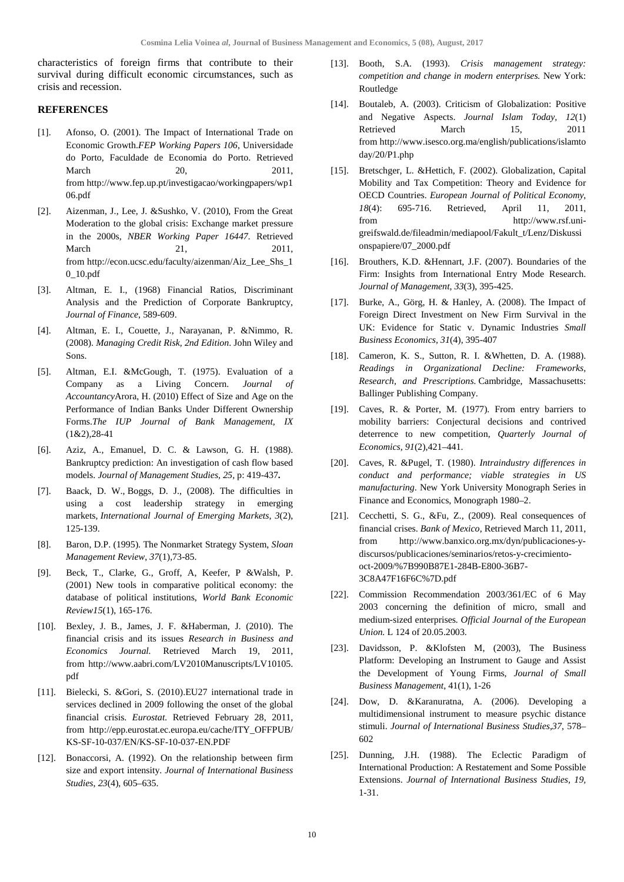characteristics of foreign firms that contribute to their survival during difficult economic circumstances, such as crisis and recession.

## REFERENCES

[1]. Afonso, O. (2001). The Impact of International Trade on Economic Growth.*FEP Working Papers 106*, Universidade do Porto, Faculdade de Economia do Porto. Retrieved March 20, 2011, from http://www.fep.up.pt/investigacao/workingpapers/wp106.pdf

[2]. Aizenman, J., Lee, J. &Sushko, V. (2010), From the Great Moderation to the global crisis: Exchange market pressure in the 2000s, *NBER Working Paper 16447*. Retrieved March 21, 2011, from http://econ.ucsc.edu/faculty/aizenman/Aiz_Lee_Shs_10_10.pdf

[3]. Altman, E. I., (1968) Financial Ratios, Discriminant Analysis and the Prediction of Corporate Bankruptcy, *Journal of Finance*, 589-609.

[4]. Altman, E. I., Couette, J., Narayanan, P. &Nimmo, R. (2008). *Managing Credit Risk, 2nd Edition*. John Wiley and Sons.

[5]. Altman, E.I. &McGough, T. (1975). Evaluation of a Company as a Living Concern. *Journal of Accountancy*Arora, H. (2010) Effect of Size and Age on the Performance of Indian Banks Under Different Ownership Forms.*The IUP Journal of Bank Management, IX* (1&2),28-41

[6]. Aziz, A., Emanuel, D. C. & Lawson, G. H. (1988). Bankruptcy prediction: An investigation of cash flow based models. *Journal of Management Studies, 25*, p: 419-437**.**

[7]. Baack, D. W., Boggs, D. J., (2008). The difficulties in using a cost leadership strategy in emerging markets, *International Journal of Emerging Markets, 3*(2), 125-139.

[8]. Baron, D.P. (1995). The Nonmarket Strategy System, *Sloan Management Review*, *37*(1),73-85.

[9]. Beck, T., Clarke, G., Groff, A, Keefer, P &Walsh, P. (2001) New tools in comparative political economy: the database of political institutions, *World Bank Economic Review15*(1), 165-176.

[10]. Bexley, J. B., James, J. F. &Haberman, J. (2010). The financial crisis and its issues *Research in Business and Economics Journal.* Retrieved March 19, 2011, from http://www.aabri.com/LV2010Manuscripts/LV10105.pdf

[11]. Bielecki, S. &Gori, S. (2010).EU27 international trade in services declined in 2009 following the onset of the global financial crisis. *Eurostat.* Retrieved February 28, 2011, from http://epp.eurostat.ec.europa.eu/cache/ITY_OFFPUB/KS-SF-10-037/EN/KS-SF-10-037-EN.PDF

[12]. Bonaccorsi, A. (1992). On the relationship between firm size and export intensity. *Journal of International Business Studies*, *23*(4), 605–635.

[13]. Booth, S.A. (1993). *Crisis management strategy: competition and change in modern enterprises.* New York: Routledge

[14]. Boutaleb, A. (2003). Criticism of Globalization: Positive and Negative Aspects. *Journal Islam Today*, *12*(1) Retrieved March 15, 2011 from http://www.isesco.org.ma/english/publications/islamtoday/20/P1.php

[15]. Bretschger, L. &Hettich, F. (2002). Globalization, Capital Mobility and Tax Competition: Theory and Evidence for OECD Countries. *European Journal of Political Economy*, *18*(4): 695-716. Retrieved, April 11, 2011, from http://www.rsf.uni-greifswald.de/fileadmin/mediapool/Fakult_t/Lenz/Diskussionspapiere/07_2000.pdf

[16]. Brouthers, K.D. &Hennart, J.F. (2007). Boundaries of the Firm: Insights from International Entry Mode Research. *Journal of Management*, *33*(3), 395-425.

[17]. Burke, A., Görg, H. & Hanley, A. (2008). The Impact of Foreign Direct Investment on New Firm Survival in the UK: Evidence for Static v. Dynamic Industries *Small Business Economics*, *31*(4), 395-407

[18]. Cameron, K. S., Sutton, R. I. &Whetten, D. A. (1988). *Readings in Organizational Decline: Frameworks, Research, and Prescriptions.* Cambridge, Massachusetts: Ballinger Publishing Company.

[19]. Caves, R. & Porter, M. (1977). From entry barriers to mobility barriers: Conjectural decisions and contrived deterrence to new competition, *Quarterly Journal of Economics, 91*(2),421–441.

[20]. Caves, R. &Pugel, T. (1980). *Intraindustry differences in conduct and performance; viable strategies in US manufacturing*. New York University Monograph Series in Finance and Economics, Monograph 1980–2.

[21]. Cecchetti, S. G., &Fu, Z., (2009). Real consequences of financial crises. *Bank of Mexico*, Retrieved March 11, 2011, from http://www.banxico.org.mx/dyn/publicaciones-y-discursos/publicaciones/seminarios/retos-y-crecimiento-oct-2009/%7B990B87E1-284B-E800-36B7-3C8A47F16F6C%7D.pdf

[22]. Commission Recommendation 2003/361/EC of 6 May 2003 concerning the definition of micro, small and medium-sized enterprises. *Official Journal of the European Union.* L 124 of 20.05.2003.

[23]. Davidsson, P. &Klofsten M, (2003), The Business Platform: Developing an Instrument to Gauge and Assist the Development of Young Firms, *Journal of Small Business Management*, 41(1), 1-26

[24]. Dow, D. &Karanuratna, A. (2006). Developing a multidimensional instrument to measure psychic distance stimuli. *Journal of International Business Studies*,*37*, 578–602

[25]. Dunning, J.H. (1988). The Eclectic Paradigm of International Production: A Restatement and Some Possible Extensions. *Journal of International Business Studies*, *19*, 1-31.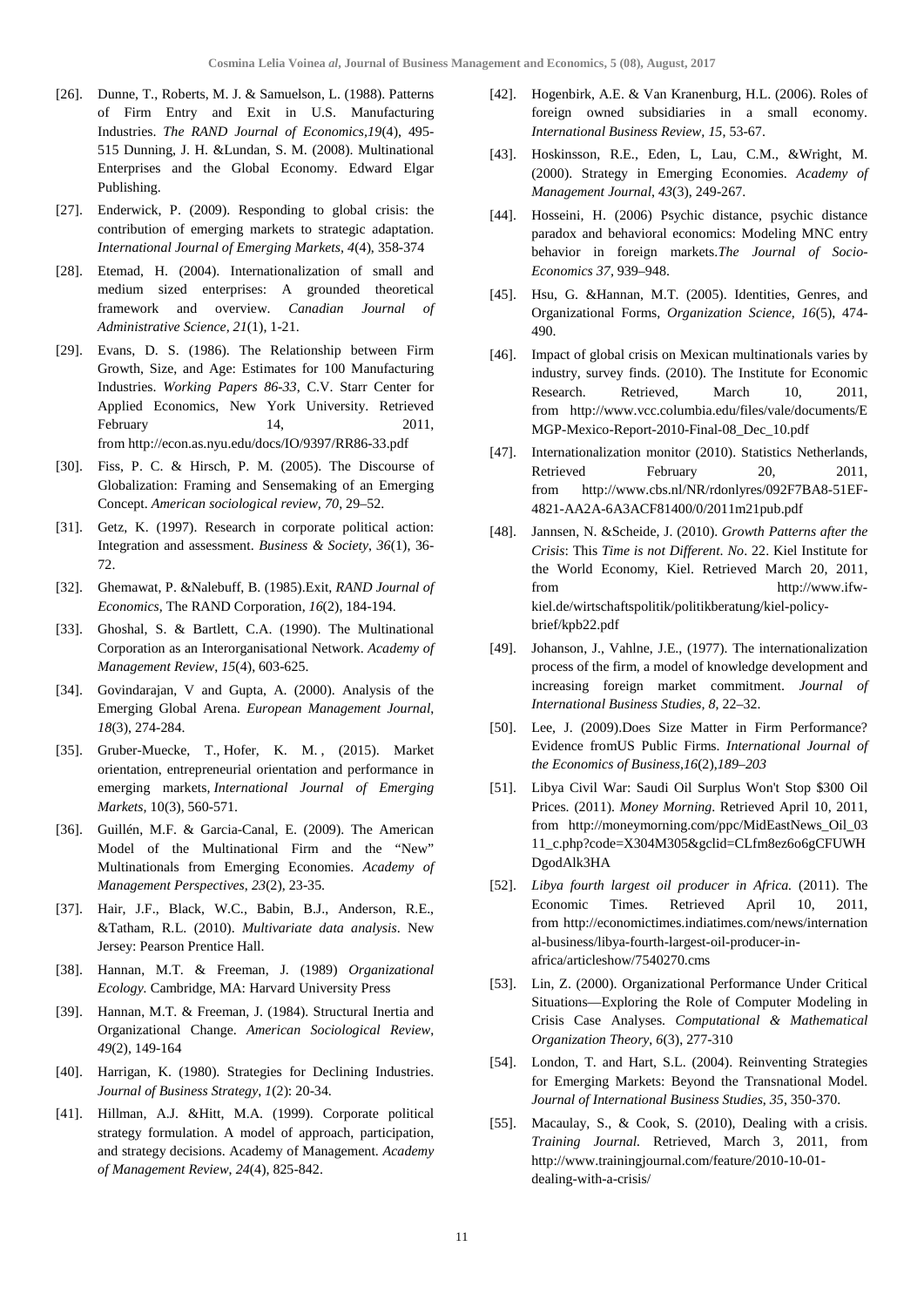[26]. Dunne, T., Roberts, M. J. & Samuelson, L. (1988). Patterns of Firm Entry and Exit in U.S. Manufacturing Industries. *The RAND Journal of Economics*,*19*(4), 495-515 Dunning, J. H. &Lundan, S. M. (2008). Multinational Enterprises and the Global Economy. Edward Elgar Publishing.

[27]. Enderwick, P. (2009). Responding to global crisis: the contribution of emerging markets to strategic adaptation. *International Journal of Emerging Markets*, *4*(4), 358-374

[28]. Etemad, H. (2004). Internationalization of small and medium sized enterprises: A grounded theoretical framework and overview. *Canadian Journal of Administrative Science, 21*(1), 1-21.

[29]. Evans, D. S. (1986). The Relationship between Firm Growth, Size, and Age: Estimates for 100 Manufacturing Industries. *Working Papers 86-33*, C.V. Starr Center for Applied Economics, New York University. Retrieved February 14, 2011, from http://econ.as.nyu.edu/docs/IO/9397/RR86-33.pdf

[30]. Fiss, P. C. & Hirsch, P. M. (2005). The Discourse of Globalization: Framing and Sensemaking of an Emerging Concept. *American sociological review*, *70*, 29–52.

[31]. Getz, K. (1997). Research in corporate political action: Integration and assessment. *Business & Society*, *36*(1), 36-72.

[32]. Ghemawat, P. &Nalebuff, B. (1985).Exit, *RAND Journal of Economics*, The RAND Corporation, *16*(2), 184-194.

[33]. Ghoshal, S. & Bartlett, C.A. (1990). The Multinational Corporation as an Interorganisational Network. *Academy of Management Review*, *15*(4), 603-625.

[34]. Govindarajan, V and Gupta, A. (2000). Analysis of the Emerging Global Arena. *European Management Journal*, *18*(3), 274-284.

[35]. Gruber-Muecke, T., Hofer, K. M. , (2015). Market orientation, entrepreneurial orientation and performance in emerging markets, *International Journal of Emerging Markets*, 10(3), 560-571.

[36]. Guillén, M.F. & Garcia-Canal, E. (2009). The American Model of the Multinational Firm and the "New" Multinationals from Emerging Economies. *Academy of Management Perspectives*, *23*(2), 23-35.

[37]. Hair, J.F., Black, W.C., Babin, B.J., Anderson, R.E., &Tatham, R.L. (2010). *Multivariate data analysis*. New Jersey: Pearson Prentice Hall.

[38]. Hannan, M.T. & Freeman, J. (1989) *Organizational Ecology.* Cambridge, MA: Harvard University Press

[39]. Hannan, M.T. & Freeman, J. (1984). Structural Inertia and Organizational Change. *American Sociological Review*, *49*(2), 149-164

[40]. Harrigan, K. (1980). Strategies for Declining Industries. *Journal of Business Strategy*, *1*(2): 20-34.

[41]. Hillman, A.J. &Hitt, M.A. (1999). Corporate political strategy formulation. A model of approach, participation, and strategy decisions. Academy of Management. *Academy of Management Review, 24*(4), 825-842.

[42]. Hogenbirk, A.E. & Van Kranenburg, H.L. (2006). Roles of foreign owned subsidiaries in a small economy. *International Business Review, 15*, 53-67.

[43]. Hoskinsson, R.E., Eden, L, Lau, C.M., &Wright, M. (2000). Strategy in Emerging Economies. *Academy of Management Journal*, *43*(3), 249-267.

[44]. Hosseini, H. (2006) Psychic distance, psychic distance paradox and behavioral economics: Modeling MNC entry behavior in foreign markets.*The Journal of Socio-Economics 37*, 939–948.

[45]. Hsu, G. &Hannan, M.T. (2005). Identities, Genres, and Organizational Forms, *Organization Science, 16*(5), 474-490.

[46]. Impact of global crisis on Mexican multinationals varies by industry, survey finds. (2010). The Institute for Economic Research. Retrieved, March 10, 2011, from http://www.vcc.columbia.edu/files/vale/documents/EMGP-Mexico-Report-2010-Final-08_Dec_10.pdf

[47]. Internationalization monitor (2010). Statistics Netherlands, Retrieved February 20, 2011, from http://www.cbs.nl/NR/rdonlyres/092F7BA8-51EF-4821-AA2A-6A3ACF81400/0/2011m21pub.pdf

[48]. Jannsen, N. &Scheide, J. (2010). *Growth Patterns after the Crisis*: This *Time is not Different*. *No*. 22. Kiel Institute for the World Economy, Kiel. Retrieved March 20, 2011, from http://www.ifw-kiel.de/wirtschaftspolitik/politikberatung/kiel-policy-brief/kpb22.pdf

[49]. Johanson, J., Vahlne, J.E., (1977). The internationalization process of the firm, a model of knowledge development and increasing foreign market commitment. *Journal of International Business Studies, 8*, 22–32.

[50]. Lee, J. (2009).Does Size Matter in Firm Performance? Evidence fromUS Public Firms. *International Journal of the Economics of Business,16*(2)*,189–203*

[51]. Libya Civil War: Saudi Oil Surplus Won't Stop $300 Oil Prices. (2011). *Money Morning*. Retrieved April 10, 2011, from http://moneymorning.com/ppc/MidEastNews_Oil_0311_c.php?code=X304M305&gclid=CLfm8ez6o6gCFUWHDgodAlk3HA

[52]. *Libya fourth largest oil producer in Africa.* (2011). The Economic Times. Retrieved April 10, 2011, from http://economictimes.indiatimes.com/news/international-business/libya-fourth-largest-oil-producer-in-africa/articleshow/7540270.cms

[53]. Lin, Z. (2000). Organizational Performance Under Critical Situations—Exploring the Role of Computer Modeling in Crisis Case Analyses. *Computational & Mathematical Organization Theory*, *6*(3), 277-310

[54]. London, T. and Hart, S.L. (2004). Reinventing Strategies for Emerging Markets: Beyond the Transnational Model. *Journal of International Business Studies, 35*, 350-370.

[55]. Macaulay, S., & Cook, S. (2010), Dealing with a crisis. *Training Journal.* Retrieved, March 3, 2011, from http://www.trainingjournal.com/feature/2010-10-01-dealing-with-a-crisis/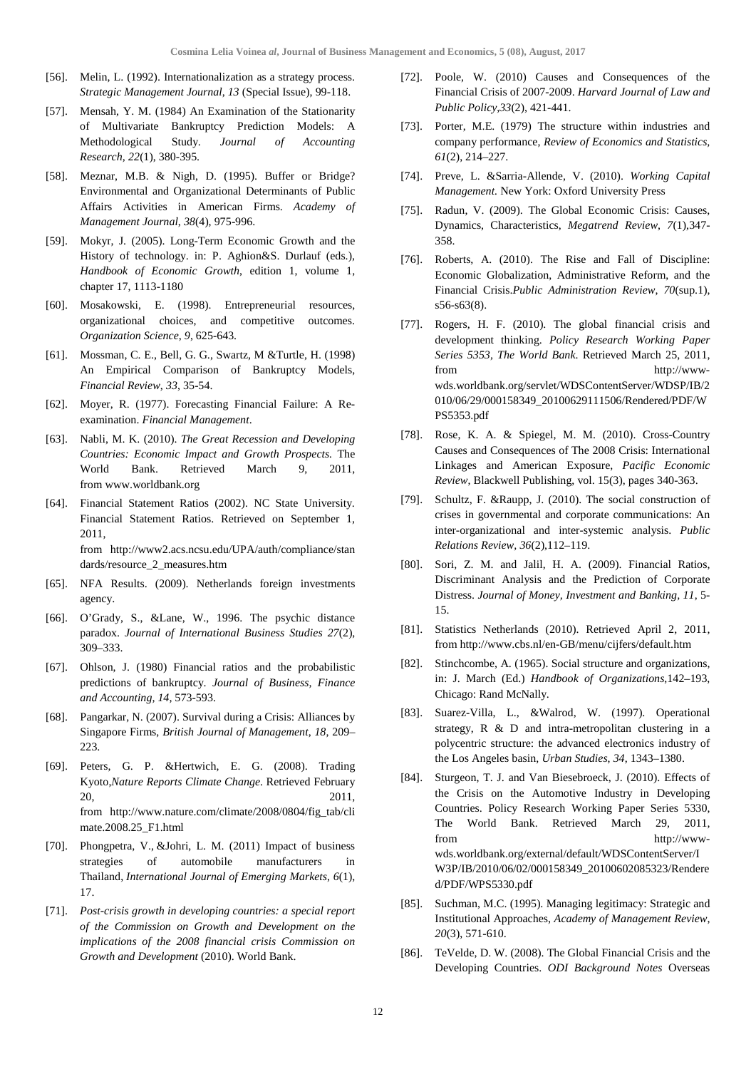[56]. Melin, L. (1992). Internationalization as a strategy process. *Strategic Management Journal*, *13* (Special Issue), 99-118.

[57]. Mensah, Y. M. (1984) An Examination of the Stationarity of Multivariate Bankruptcy Prediction Models: A Methodological Study. *Journal of Accounting Research*, *22*(1), 380-395.

[58]. Meznar, M.B. & Nigh, D. (1995). Buffer or Bridge? Environmental and Organizational Determinants of Public Affairs Activities in American Firms. *Academy of Management Journal*, *38*(4), 975-996.

[59]. Mokyr, J. (2005). Long-Term Economic Growth and the History of technology. in: P. Aghion&S. Durlauf (eds.), *Handbook of Economic Growth*, edition 1, volume 1, chapter 17, 1113-1180

[60]. Mosakowski, E. (1998). Entrepreneurial resources, organizational choices, and competitive outcomes. *Organization Science*, *9*, 625-643.

[61]. Mossman, C. E., Bell, G. G., Swartz, M &Turtle, H. (1998) An Empirical Comparison of Bankruptcy Models, *Financial Review*, *33*, 35-54.

[62]. Moyer, R. (1977). Forecasting Financial Failure: A Re-examination. *Financial Management*.

[63]. Nabli, M. K. (2010). *The Great Recession and Developing Countries: Economic Impact and Growth Prospects.* The World Bank. Retrieved March 9, 2011, from www.worldbank.org

[64]. Financial Statement Ratios (2002). NC State University. Financial Statement Ratios. Retrieved on September 1, 2011, from http://www2.acs.ncsu.edu/UPA/auth/compliance/standards/resource_2_measures.htm

[65]. NFA Results. (2009). Netherlands foreign investments agency.

[66]. O'Grady, S., &Lane, W., 1996. The psychic distance paradox. *Journal of International Business Studies 27*(2), 309–333.

[67]. Ohlson, J. (1980) Financial ratios and the probabilistic predictions of bankruptcy. *Journal of Business, Finance and Accounting*, *14*, 573-593.

[68]. Pangarkar, N. (2007). Survival during a Crisis: Alliances by Singapore Firms, *British Journal of Management*, *18*, 209–223.

[69]. Peters, G. P. &Hertwich, E. G. (2008). Trading Kyoto,*Nature Reports Climate Change*. Retrieved February 20, 2011, from http://www.nature.com/climate/2008/0804/fig_tab/climate.2008.25_F1.html

[70]. Phongpetra, V., &Johri, L. M. (2011) Impact of business strategies of automobile manufacturers in Thailand, *International Journal of Emerging Markets*, *6*(1), 17.

[71]. *Post-crisis growth in developing countries: a special report of the Commission on Growth and Development on the implications of the 2008 financial crisis Commission on Growth and Development* (2010). World Bank.

[72]. Poole, W. (2010) Causes and Consequences of the Financial Crisis of 2007-2009. *Harvard Journal of Law and Public Policy*,*33*(2), 421-441.

[73]. Porter, M.E. (1979) The structure within industries and company performance, *Review of Economics and Statistics*, *61*(2), 214–227.

[74]. Preve, L. &Sarria-Allende, V. (2010). *Working Capital Management*. New York: Oxford University Press

[75]. Radun, V. (2009). The Global Economic Crisis: Causes, Dynamics, Characteristics, *Megatrend Review*, *7*(1),347-358.

[76]. Roberts, A. (2010). The Rise and Fall of Discipline: Economic Globalization, Administrative Reform, and the Financial Crisis.*Public Administration Review*, *70*(sup.1), s56-s63(8).

[77]. Rogers, H. F. (2010). The global financial crisis and development thinking. *Policy Research Working Paper Series 5353*, *The World Bank*. Retrieved March 25, 2011, from http://www-wds.worldbank.org/servlet/WDSContentServer/WDSP/IB/2010/06/29/000158349_20100629111506/Rendered/PDF/WPS5353.pdf

[78]. Rose, K. A. & Spiegel, M. M. (2010). Cross-Country Causes and Consequences of The 2008 Crisis: International Linkages and American Exposure, *Pacific Economic Review*, Blackwell Publishing, vol. 15(3), pages 340-363.

[79]. Schultz, F. &Raupp, J. (2010). The social construction of crises in governmental and corporate communications: An inter-organizational and inter-systemic analysis. *Public Relations Review*, *36*(2),112–119.

[80]. Sori, Z. M. and Jalil, H. A. (2009). Financial Ratios, Discriminant Analysis and the Prediction of Corporate Distress. *Journal of Money, Investment and Banking*, *11*, 5-15.

[81]. Statistics Netherlands (2010). Retrieved April 2, 2011, from http://www.cbs.nl/en-GB/menu/cijfers/default.htm

[82]. Stinchcombe, A. (1965). Social structure and organizations, in: J. March (Ed.) *Handbook of Organizations*,142–193, Chicago: Rand McNally.

[83]. Suarez-Villa, L., &Walrod, W. (1997). Operational strategy, R & D and intra-metropolitan clustering in a polycentric structure: the advanced electronics industry of the Los Angeles basin, *Urban Studies*, *34*, 1343–1380.

[84]. Sturgeon, T. J. and Van Biesebroeck, J. (2010). Effects of the Crisis on the Automotive Industry in Developing Countries. Policy Research Working Paper Series 5330, The World Bank. Retrieved March 29, 2011, from http://www-wds.worldbank.org/external/default/WDSContentServer/IW3P/IB/2010/06/02/000158349_20100602085323/Rendered/PDF/WPS5330.pdf

[85]. Suchman, M.C. (1995). Managing legitimacy: Strategic and Institutional Approaches, *Academy of Management Review*, *20*(3), 571-610.

[86]. TeVelde, D. W. (2008). The Global Financial Crisis and the Developing Countries. *ODI Background Notes* Overseas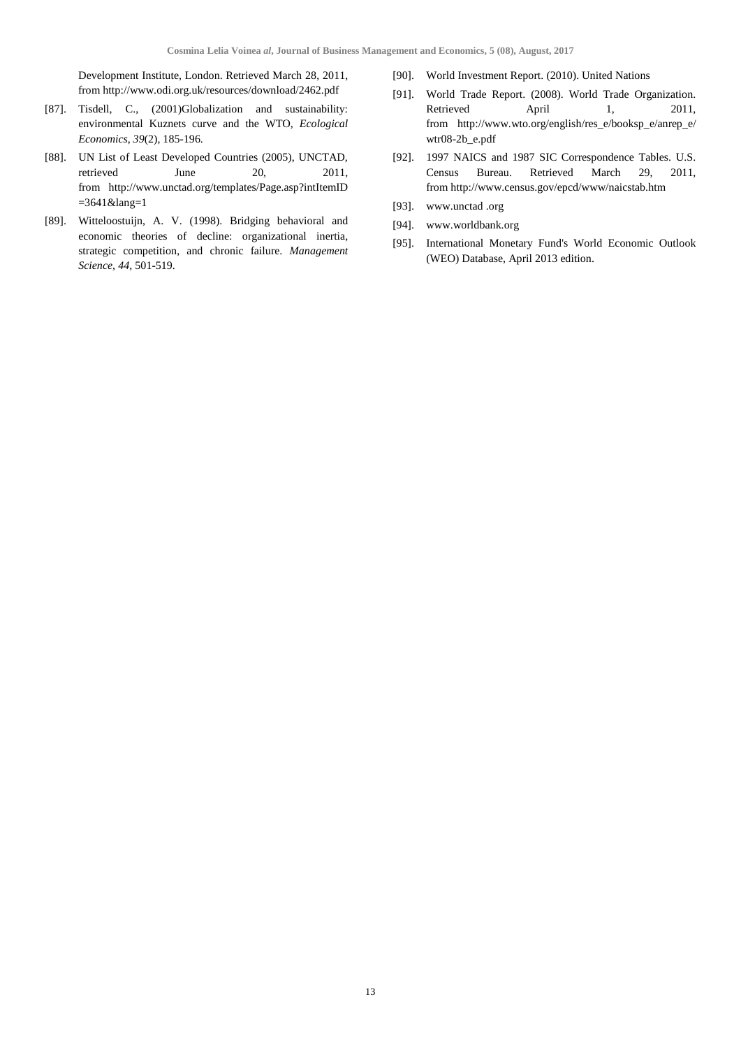Development Institute, London. Retrieved March 28, 2011, from http://www.odi.org.uk/resources/download/2462.pdf

[87]. Tisdell, C., (2001)Globalization and sustainability: environmental Kuznets curve and the WTO, *Ecological Economics, 39*(2), 185-196.

[88]. UN List of Least Developed Countries (2005), UNCTAD, retrieved June 20, 2011, from http://www.unctad.org/templates/Page.asp?intItemID=3641&lang=1

[89]. Witteloostuijn, A. V. (1998). Bridging behavioral and economic theories of decline: organizational inertia, strategic competition, and chronic failure. *Management Science*, *44*, 501-519.

[90]. World Investment Report. (2010). United Nations

[91]. World Trade Report. (2008). World Trade Organization. Retrieved April 1, 2011, from http://www.wto.org/english/res_e/booksp_e/anrep_e/wtr08-2b_e.pdf

[92]. 1997 NAICS and 1987 SIC Correspondence Tables. U.S. Census Bureau. Retrieved March 29, 2011, from http://www.census.gov/epcd/www/naicstab.htm

[93]. www.unctad .org

[94]. www.worldbank.org

[95]. International Monetary Fund's World Economic Outlook (WEO) Database, April 2013 edition.